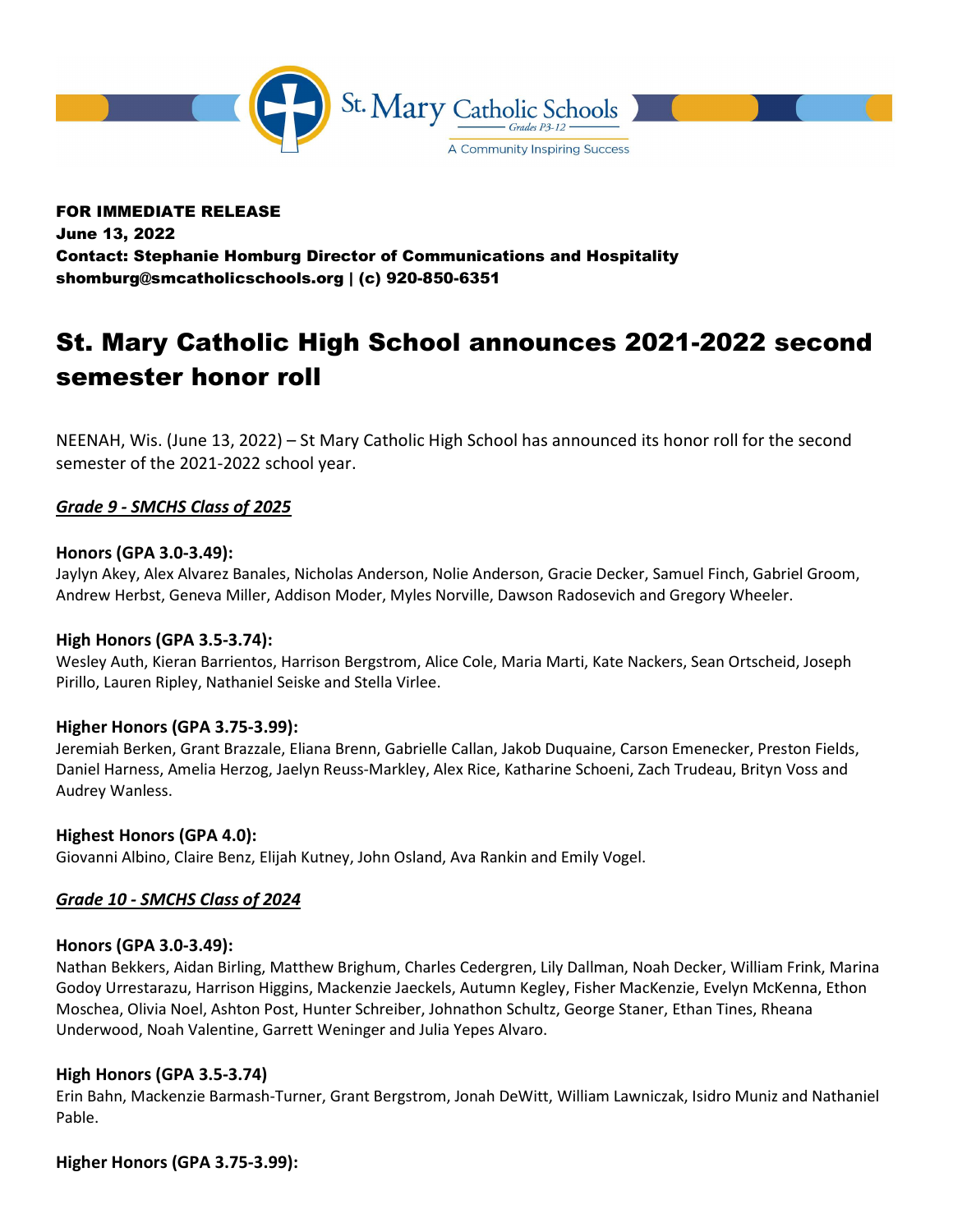St. Mary Catholic Schools
Grades P3-12
A Community Inspiring Success

**FOR IMMEDIATE RELEASE**
**June 13, 2022**
**Contact: Stephanie Homburg Director of Communications and Hospitality**
**shomburg@smcatholicschools.org | (c) 920-850-6351**

# St. Mary Catholic High School announces 2021-2022 second semester honor roll

NEENAH, Wis. (June 13, 2022) – St Mary Catholic High School has announced its honor roll for the second semester of the 2021-2022 school year.

## ***Grade 9 - SMCHS Class of 2025***

**Honors (GPA 3.0-3.49):**
Jaylyn Akey, Alex Alvarez Banales, Nicholas Anderson, Nolie Anderson, Gracie Decker, Samuel Finch, Gabriel Groom, Andrew Herbst, Geneva Miller, Addison Moder, Myles Norville, Dawson Radosevich and Gregory Wheeler.

**High Honors (GPA 3.5-3.74):**
Wesley Auth, Kieran Barrientos, Harrison Bergstrom, Alice Cole, Maria Marti, Kate Nackers, Sean Ortscheid, Joseph Pirillo, Lauren Ripley, Nathaniel Seiske and Stella Virlee.

**Higher Honors (GPA 3.75-3.99):**
Jeremiah Berken, Grant Brazzale, Eliana Brenn, Gabrielle Callan, Jakob Duquaine, Carson Emenecker, Preston Fields, Daniel Harness, Amelia Herzog, Jaelyn Reuss-Markley, Alex Rice, Katharine Schoeni, Zach Trudeau, Brityn Voss and Audrey Wanless.

**Highest Honors (GPA 4.0):**
Giovanni Albino, Claire Benz, Elijah Kutney, John Osland, Ava Rankin and Emily Vogel.

## ***Grade 10 - SMCHS Class of 2024***

**Honors (GPA 3.0-3.49):**
Nathan Bekkers, Aidan Birling, Matthew Brighum, Charles Cedergren, Lily Dallman, Noah Decker, William Frink, Marina Godoy Urrestarazu, Harrison Higgins, Mackenzie Jaeckels, Autumn Kegley, Fisher MacKenzie, Evelyn McKenna, Ethon Moschea, Olivia Noel, Ashton Post, Hunter Schreiber, Johnathon Schultz, George Staner, Ethan Tines, Rheana Underwood, Noah Valentine, Garrett Weninger and Julia Yepes Alvaro.

**High Honors (GPA 3.5-3.74)**
Erin Bahn, Mackenzie Barmash-Turner, Grant Bergstrom, Jonah DeWitt, William Lawniczak, Isidro Muniz and Nathaniel Pable.

**Higher Honors (GPA 3.75-3.99):**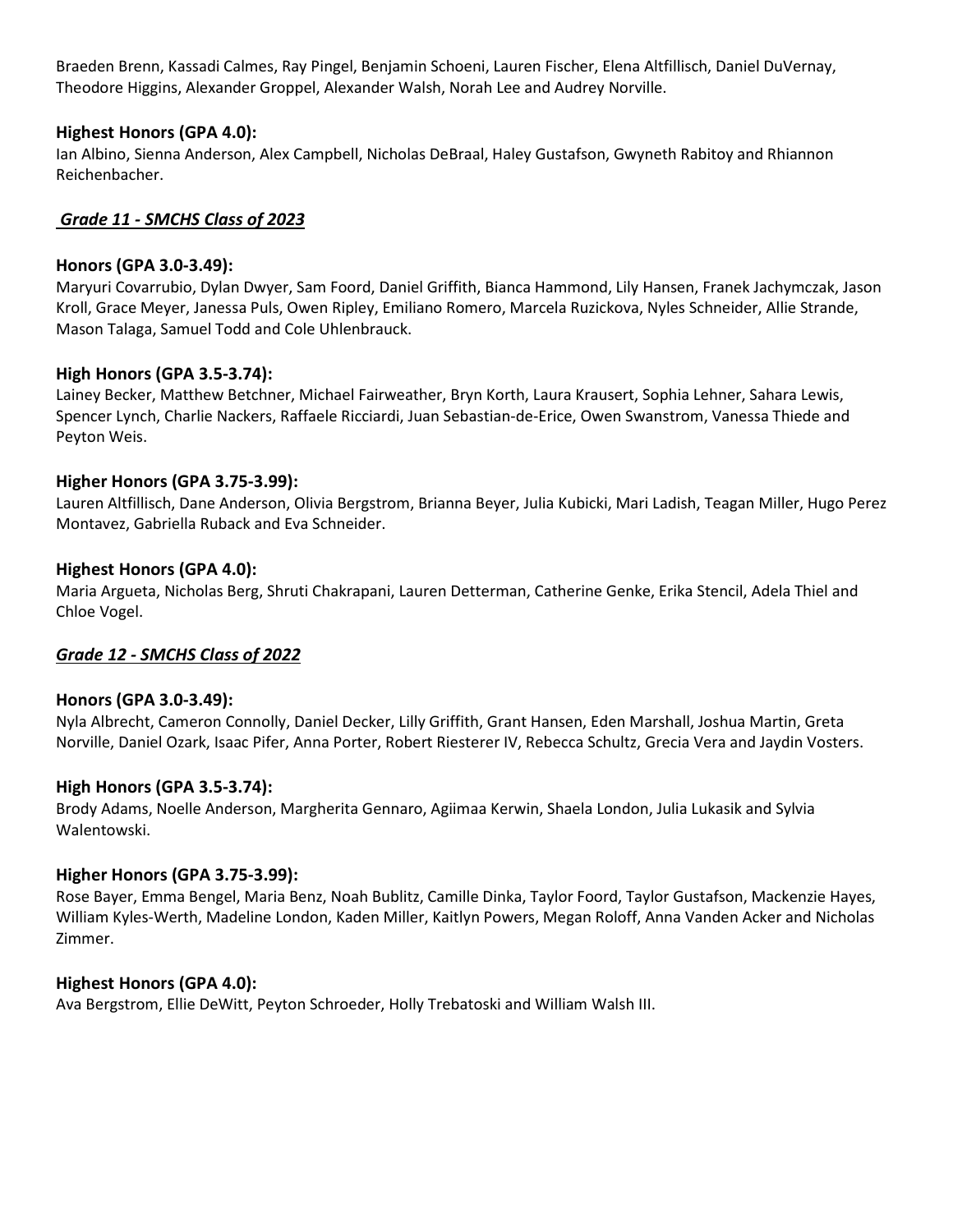Braeden Brenn, Kassadi Calmes, Ray Pingel, Benjamin Schoeni, Lauren Fischer, Elena Altfillisch, Daniel DuVernay, Theodore Higgins, Alexander Groppel, Alexander Walsh, Norah Lee and Audrey Norville.

**Highest Honors (GPA 4.0):**
Ian Albino, Sienna Anderson, Alex Campbell, Nicholas DeBraal, Haley Gustafson, Gwyneth Rabitoy and Rhiannon Reichenbacher.

***Grade 11 - SMCHS Class of 2023***

**Honors (GPA 3.0-3.49):**
Maryuri Covarrubio, Dylan Dwyer, Sam Foord, Daniel Griffith, Bianca Hammond, Lily Hansen, Franek Jachymczak, Jason Kroll, Grace Meyer, Janessa Puls, Owen Ripley, Emiliano Romero, Marcela Ruzickova, Nyles Schneider, Allie Strande, Mason Talaga, Samuel Todd and Cole Uhlenbrauck.

**High Honors (GPA 3.5-3.74):**
Lainey Becker, Matthew Betchner, Michael Fairweather, Bryn Korth, Laura Krausert, Sophia Lehner, Sahara Lewis, Spencer Lynch, Charlie Nackers, Raffaele Ricciardi, Juan Sebastian-de-Erice, Owen Swanstrom, Vanessa Thiede and Peyton Weis.

**Higher Honors (GPA 3.75-3.99):**
Lauren Altfillisch, Dane Anderson, Olivia Bergstrom, Brianna Beyer, Julia Kubicki, Mari Ladish, Teagan Miller, Hugo Perez Montavez, Gabriella Ruback and Eva Schneider.

**Highest Honors (GPA 4.0):**
Maria Argueta, Nicholas Berg, Shruti Chakrapani, Lauren Detterman, Catherine Genke, Erika Stencil, Adela Thiel and Chloe Vogel.

***Grade 12 - SMCHS Class of 2022***

**Honors (GPA 3.0-3.49):**
Nyla Albrecht, Cameron Connolly, Daniel Decker, Lilly Griffith, Grant Hansen, Eden Marshall, Joshua Martin, Greta Norville, Daniel Ozark, Isaac Pifer, Anna Porter, Robert Riesterer IV, Rebecca Schultz, Grecia Vera and Jaydin Vosters.

**High Honors (GPA 3.5-3.74):**
Brody Adams, Noelle Anderson, Margherita Gennaro, Agiimaa Kerwin, Shaela London, Julia Lukasik and Sylvia Walentowski.

**Higher Honors (GPA 3.75-3.99):**
Rose Bayer, Emma Bengel, Maria Benz, Noah Bublitz, Camille Dinka, Taylor Foord, Taylor Gustafson, Mackenzie Hayes, William Kyles-Werth, Madeline London, Kaden Miller, Kaitlyn Powers, Megan Roloff, Anna Vanden Acker and Nicholas Zimmer.

**Highest Honors (GPA 4.0):**
Ava Bergstrom, Ellie DeWitt, Peyton Schroeder, Holly Trebatoski and William Walsh III.